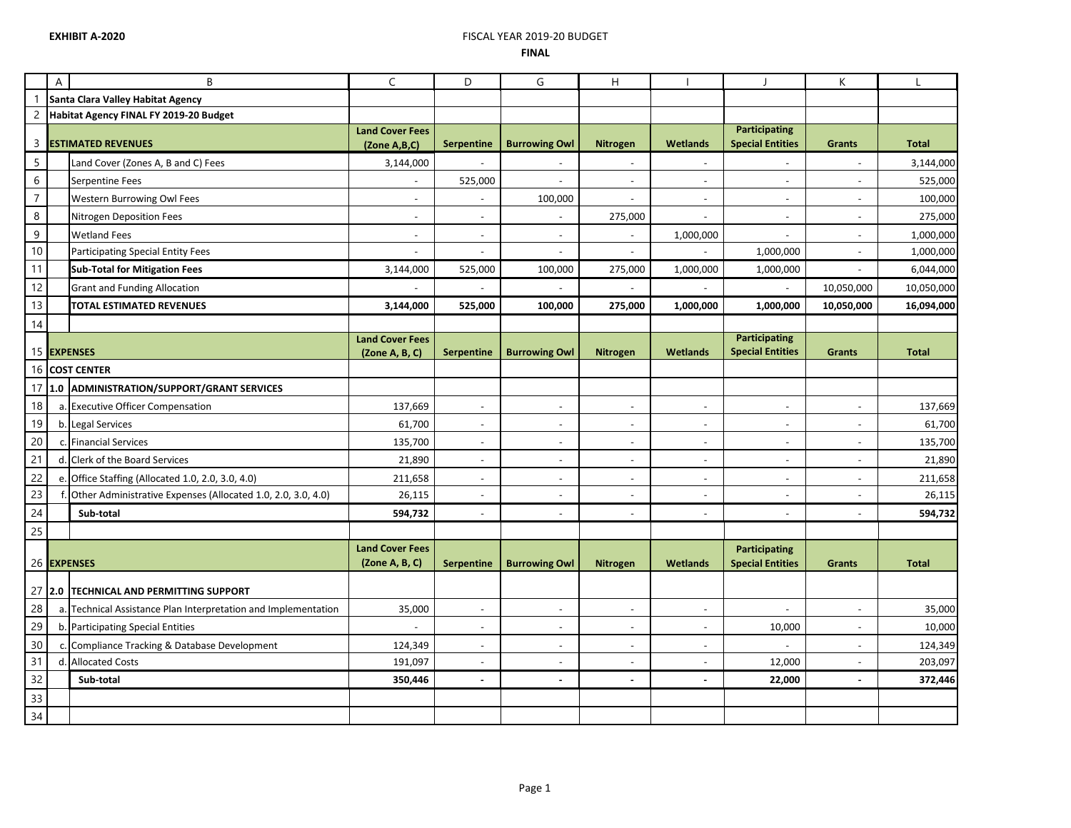**EXHIBIT A-2020**

FISCAL YEAR 2019-20 BUDGET

**FINAL**

| | A | B | C | D | G | H | I | J | K | L |
|---|---|---|---|---|---|---|---|---|---|---|
| 1 | **Santa Clara Valley Habitat Agency** | | | | | | | | | |
| 2 | **Habitat Agency FINAL FY 2019-20 Budget** | | | | | | | | | |
| 3 | **ESTIMATED REVENUES** | | **Land Cover Fees (Zone A,B,C)** | **Serpentine** | **Burrowing Owl** | **Nitrogen** | **Wetlands** | **Participating Special Entities** | **Grants** | **Total** |
| 5 | | Land Cover (Zones A, B and C) Fees | 3,144,000 | - | - | - | - | - | - | 3,144,000 |
| 6 | | Serpentine Fees | - | 525,000 | - | - | - | - | - | 525,000 |
| 7 | | Western Burrowing Owl Fees | - | - | 100,000 | - | - | - | - | 100,000 |
| 8 | | Nitrogen Deposition Fees | - | - | - | 275,000 | - | - | - | 275,000 |
| 9 | | Wetland Fees | - | - | - | - | 1,000,000 | - | - | 1,000,000 |
| 10 | | Participating Special Entity Fees | - | - | - | - | - | 1,000,000 | - | 1,000,000 |
| 11 | | **Sub-Total for Mitigation Fees** | 3,144,000 | 525,000 | 100,000 | 275,000 | 1,000,000 | 1,000,000 | - | 6,044,000 |
| 12 | | Grant and Funding Allocation | - | - | - | - | - | - | 10,050,000 | 10,050,000 |
| 13 | | **TOTAL ESTIMATED REVENUES** | **3,144,000** | **525,000** | **100,000** | **275,000** | **1,000,000** | **1,000,000** | **10,050,000** | **16,094,000** |
| 14 | | | | | | | | | | |
| 15 | **EXPENSES** | | **Land Cover Fees (Zone A, B, C)** | **Serpentine** | **Burrowing Owl** | **Nitrogen** | **Wetlands** | **Participating Special Entities** | **Grants** | **Total** |
| 16 | **COST CENTER** | | | | | | | | | |
| 17 | **1.0** | **ADMINISTRATION/SUPPORT/GRANT SERVICES** | | | | | | | | |
| 18 | a. | Executive Officer Compensation | 137,669 | - | - | - | - | - | - | 137,669 |
| 19 | b. | Legal Services | 61,700 | - | - | - | - | - | - | 61,700 |
| 20 | c. | Financial Services | 135,700 | - | - | - | - | - | - | 135,700 |
| 21 | d. | Clerk of the Board Services | 21,890 | - | - | - | - | - | - | 21,890 |
| 22 | e. | Office Staffing (Allocated 1.0, 2.0, 3.0, 4.0) | 211,658 | - | - | - | - | - | - | 211,658 |
| 23 | f. | Other Administrative Expenses (Allocated 1.0, 2.0, 3.0, 4.0) | 26,115 | - | - | - | - | - | - | 26,115 |
| 24 | | **Sub-total** | **594,732** | - | - | - | - | - | - | **594,732** |
| 25 | | | | | | | | | | |
| 26 | **EXPENSES** | | **Land Cover Fees (Zone A, B, C)** | **Serpentine** | **Burrowing Owl** | **Nitrogen** | **Wetlands** | **Participating Special Entities** | **Grants** | **Total** |
| 27 | **2.0** | **TECHNICAL AND PERMITTING SUPPORT** | | | | | | | | |
| 28 | a. | Technical Assistance Plan Interpretation and Implementation | 35,000 | - | - | - | - | - | - | 35,000 |
| 29 | b. | Participating Special Entities | - | - | - | - | - | 10,000 | - | 10,000 |
| 30 | c. | Compliance Tracking & Database Development | 124,349 | - | - | - | - | - | - | 124,349 |
| 31 | d. | Allocated Costs | 191,097 | - | - | - | - | 12,000 | - | 203,097 |
| 32 | | **Sub-total** | **350,446** | **-** | **-** | **-** | **-** | **22,000** | **-** | **372,446** |
| 33 | | | | | | | | | | |
| 34 | | | | | | | | | | |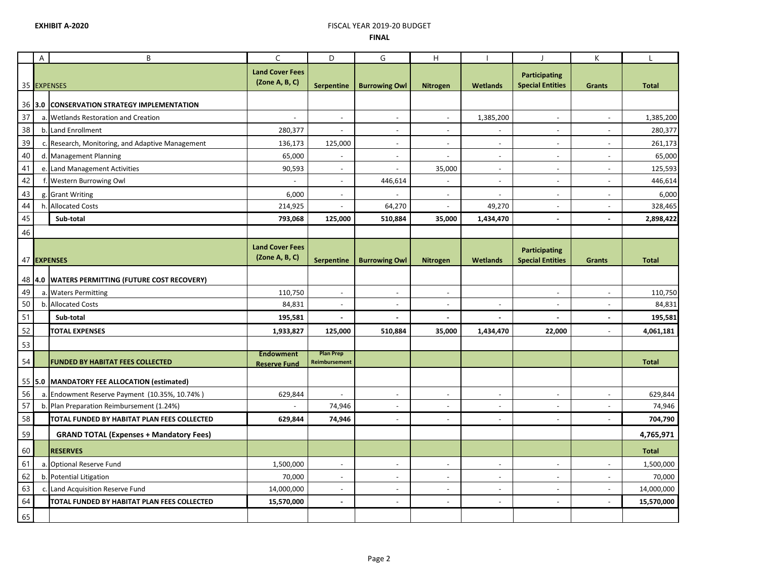**EXHIBIT A-2020**

FISCAL YEAR 2019-20 BUDGET

**FINAL**

| | A | B | C | D | G | H | I | J | K | L |
|---|---|---|---|---|---|---|---|---|---|---|
| 35 | EXPENSES | | **Land Cover Fees (Zone A, B, C)** | **Serpentine** | **Burrowing Owl** | **Nitrogen** | **Wetlands** | **Participating Special Entities** | **Grants** | **Total** |
| 36 | **3.0** | **CONSERVATION STRATEGY IMPLEMENTATION** | | | | | | | | |
| 37 | a. | Wetlands Restoration and Creation | - | - | - | - | 1,385,200 | - | - | 1,385,200 |
| 38 | b. | Land Enrollment | 280,377 | - | - | - | - | - | - | 280,377 |
| 39 | c. | Research, Monitoring, and Adaptive Management | 136,173 | 125,000 | - | - | - | - | - | 261,173 |
| 40 | d. | Management Planning | 65,000 | - | - | - | - | - | - | 65,000 |
| 41 | e. | Land Management Activities | 90,593 | - | - | 35,000 | - | - | - | 125,593 |
| 42 | f. | Western Burrowing Owl | - | - | 446,614 | - | - | - | - | 446,614 |
| 43 | g. | Grant Writing | 6,000 | - | - | - | - | - | - | 6,000 |
| 44 | h. | Allocated Costs | 214,925 | - | 64,270 | - | 49,270 | - | - | 328,465 |
| 45 | | **Sub-total** | **793,068** | **125,000** | **510,884** | **35,000** | **1,434,470** | **-** | **-** | **2,898,422** |
| 46 | | | | | | | | | | |
| 47 | **EXPENSES** | | **Land Cover Fees (Zone A, B, C)** | **Serpentine** | **Burrowing Owl** | **Nitrogen** | **Wetlands** | **Participating Special Entities** | **Grants** | **Total** |
| 48 | **4.0** | **WATERS PERMITTING (FUTURE COST RECOVERY)** | | | | | | | | |
| 49 | a. | Waters Permitting | 110,750 | - | - | - | | - | - | 110,750 |
| 50 | b. | Allocated Costs | 84,831 | - | - | - | - | - | - | 84,831 |
| 51 | | **Sub-total** | **195,581** | **-** | **-** | **-** | **-** | **-** | **-** | **195,581** |
| 52 | | **TOTAL EXPENSES** | **1,933,827** | **125,000** | **510,884** | **35,000** | **1,434,470** | **22,000** | - | **4,061,181** |
| 53 | | | | | | | | | | |
| 54 | | **FUNDED BY HABITAT FEES COLLECTED** | **Endowment Reserve Fund** | **Plan Prep Reimbursement** | | | | | | **Total** |
| 55 | **5.0** | **MANDATORY FEE ALLOCATION (estimated)** | | | | | | | | |
| 56 | a. | Endowment Reserve Payment (10.35%, 10.74% ) | 629,844 | - | - | - | - | - | - | 629,844 |
| 57 | b. | Plan Preparation Reimbursement (1.24%) | - | 74,946 | - | - | - | - | - | 74,946 |
| 58 | | **TOTAL FUNDED BY HABITAT PLAN FEES COLLECTED** | **629,844** | **74,946** | - | - | - | - | - | **704,790** |
| 59 | | **GRAND TOTAL (Expenses + Mandatory Fees)** | | | | | | | | **4,765,971** |
| 60 | | **RESERVES** | | | | | | | | **Total** |
| 61 | a. | Optional Reserve Fund | 1,500,000 | - | - | - | - | - | - | 1,500,000 |
| 62 | b. | Potential Litigation | 70,000 | - | - | - | - | - | - | 70,000 |
| 63 | c. | Land Acquisition Reserve Fund | 14,000,000 | - | - | - | - | - | - | 14,000,000 |
| 64 | | **TOTAL FUNDED BY HABITAT PLAN FEES COLLECTED** | **15,570,000** | **-** | - | - | - | - | - | **15,570,000** |
| 65 | | | | | | | | | | |